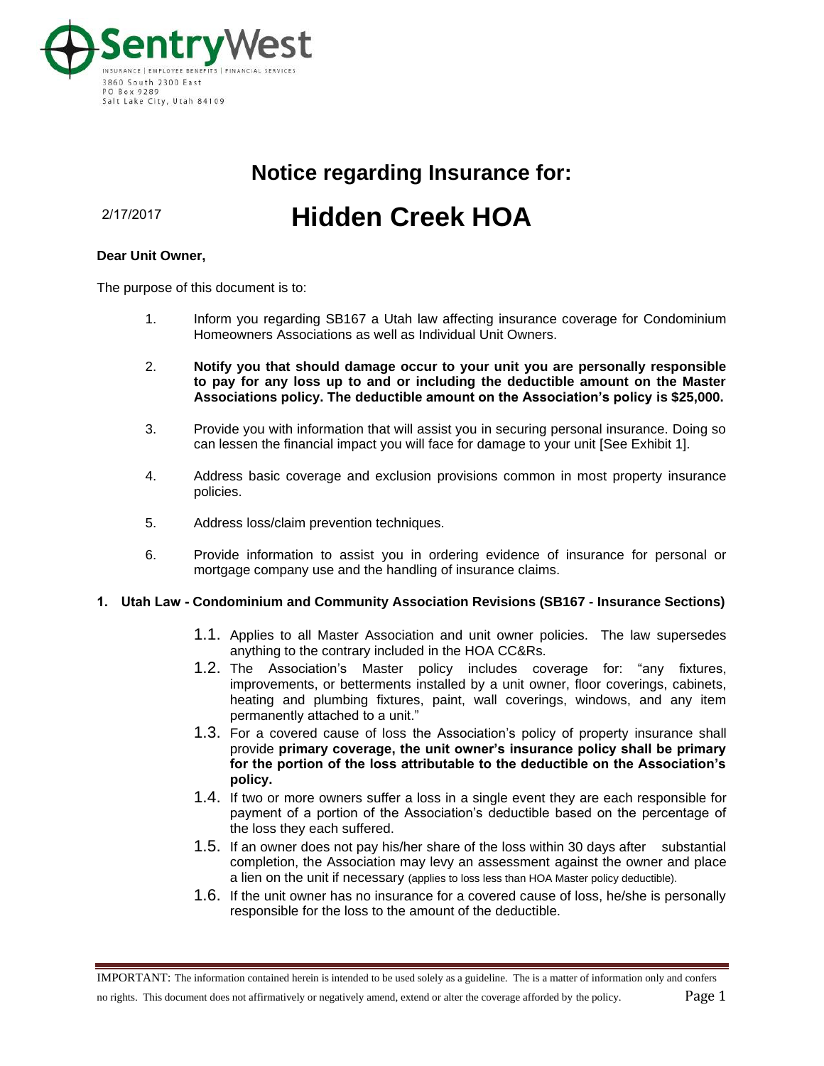SentryWest

INSURANCE | EMPLOYEE BENEFITS | FINANCIAL SERVICES

3860 South 2300 East
PO Box 9289
Salt Lake City, Utah 84109

## Notice regarding Insurance for:

2/17/2017

# Hidden Creek HOA

**Dear Unit Owner,**

The purpose of this document is to:

1. Inform you regarding SB167 a Utah law affecting insurance coverage for Condominium Homeowners Associations as well as Individual Unit Owners.

2. **Notify you that should damage occur to your unit you are personally responsible to pay for any loss up to and or including the deductible amount on the Master Associations policy. The deductible amount on the Association's policy is $25,000.**

3. Provide you with information that will assist you in securing personal insurance. Doing so can lessen the financial impact you will face for damage to your unit [See Exhibit 1].

4. Address basic coverage and exclusion provisions common in most property insurance policies.

5. Address loss/claim prevention techniques.

6. Provide information to assist you in ordering evidence of insurance for personal or mortgage company use and the handling of insurance claims.

### 1. Utah Law - Condominium and Community Association Revisions (SB167 - Insurance Sections)

1.1. Applies to all Master Association and unit owner policies. The law supersedes anything to the contrary included in the HOA CC&Rs.

1.2. The Association's Master policy includes coverage for: "any fixtures, improvements, or betterments installed by a unit owner, floor coverings, cabinets, heating and plumbing fixtures, paint, wall coverings, windows, and any item permanently attached to a unit."

1.3. For a covered cause of loss the Association's policy of property insurance shall provide **primary coverage, the unit owner's insurance policy shall be primary for the portion of the loss attributable to the deductible on the Association's policy.**

1.4. If two or more owners suffer a loss in a single event they are each responsible for payment of a portion of the Association's deductible based on the percentage of the loss they each suffered.

1.5. If an owner does not pay his/her share of the loss within 30 days after substantial completion, the Association may levy an assessment against the owner and place a lien on the unit if necessary (applies to loss less than HOA Master policy deductible).

1.6. If the unit owner has no insurance for a covered cause of loss, he/she is personally responsible for the loss to the amount of the deductible.

IMPORTANT: The information contained herein is intended to be used solely as a guideline. The is a matter of information only and confers no rights. This document does not affirmatively or negatively amend, extend or alter the coverage afforded by the policy.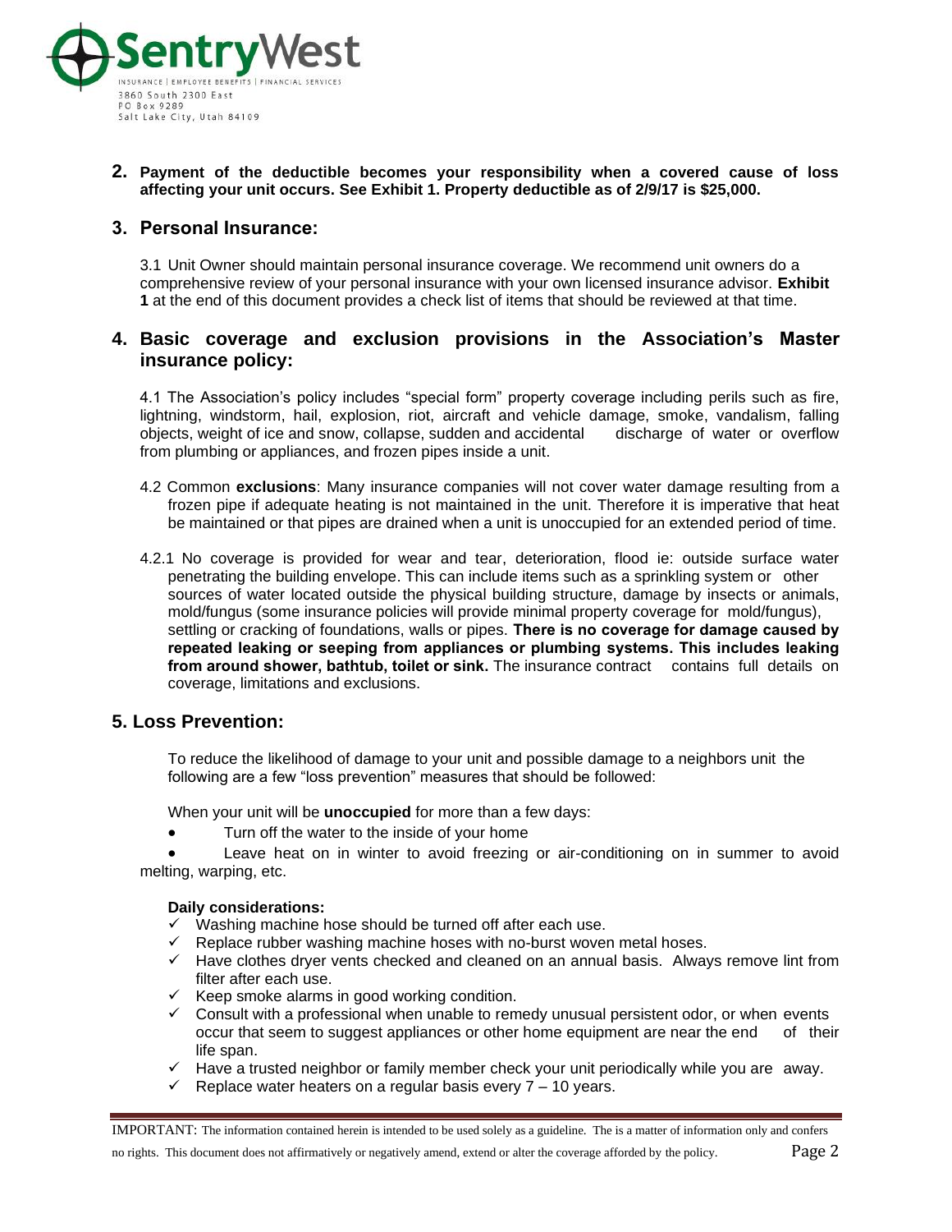**2. Payment of the deductible becomes your responsibility when a covered cause of loss affecting your unit occurs. See Exhibit 1. Property deductible as of 2/9/17 is $25,000.**

## 3. Personal Insurance:

3.1 Unit Owner should maintain personal insurance coverage. We recommend unit owners do a comprehensive review of your personal insurance with your own licensed insurance advisor. **Exhibit 1** at the end of this document provides a check list of items that should be reviewed at that time.

## 4. Basic coverage and exclusion provisions in the Association's Master insurance policy:

4.1 The Association's policy includes "special form" property coverage including perils such as fire, lightning, windstorm, hail, explosion, riot, aircraft and vehicle damage, smoke, vandalism, falling objects, weight of ice and snow, collapse, sudden and accidental discharge of water or overflow from plumbing or appliances, and frozen pipes inside a unit.

4.2 Common **exclusions**: Many insurance companies will not cover water damage resulting from a frozen pipe if adequate heating is not maintained in the unit. Therefore it is imperative that heat be maintained or that pipes are drained when a unit is unoccupied for an extended period of time.

4.2.1 No coverage is provided for wear and tear, deterioration, flood ie: outside surface water penetrating the building envelope. This can include items such as a sprinkling system or other sources of water located outside the physical building structure, damage by insects or animals, mold/fungus (some insurance policies will provide minimal property coverage for mold/fungus), settling or cracking of foundations, walls or pipes. **There is no coverage for damage caused by repeated leaking or seeping from appliances or plumbing systems. This includes leaking from around shower, bathtub, toilet or sink.** The insurance contract contains full details on coverage, limitations and exclusions.

## 5. Loss Prevention:

To reduce the likelihood of damage to your unit and possible damage to a neighbors unit the following are a few "loss prevention" measures that should be followed:

When your unit will be **unoccupied** for more than a few days:

- Turn off the water to the inside of your home
- Leave heat on in winter to avoid freezing or air-conditioning on in summer to avoid melting, warping, etc.

**Daily considerations:**

- ✓ Washing machine hose should be turned off after each use.
- ✓ Replace rubber washing machine hoses with no-burst woven metal hoses.
- ✓ Have clothes dryer vents checked and cleaned on an annual basis. Always remove lint from filter after each use.
- ✓ Keep smoke alarms in good working condition.
- ✓ Consult with a professional when unable to remedy unusual persistent odor, or when events occur that seem to suggest appliances or other home equipment are near the end of their life span.
- ✓ Have a trusted neighbor or family member check your unit periodically while you are away.
- ✓ Replace water heaters on a regular basis every 7 – 10 years.

IMPORTANT: The information contained herein is intended to be used solely as a guideline. The is a matter of information only and confers no rights. This document does not affirmatively or negatively amend, extend or alter the coverage afforded by the policy.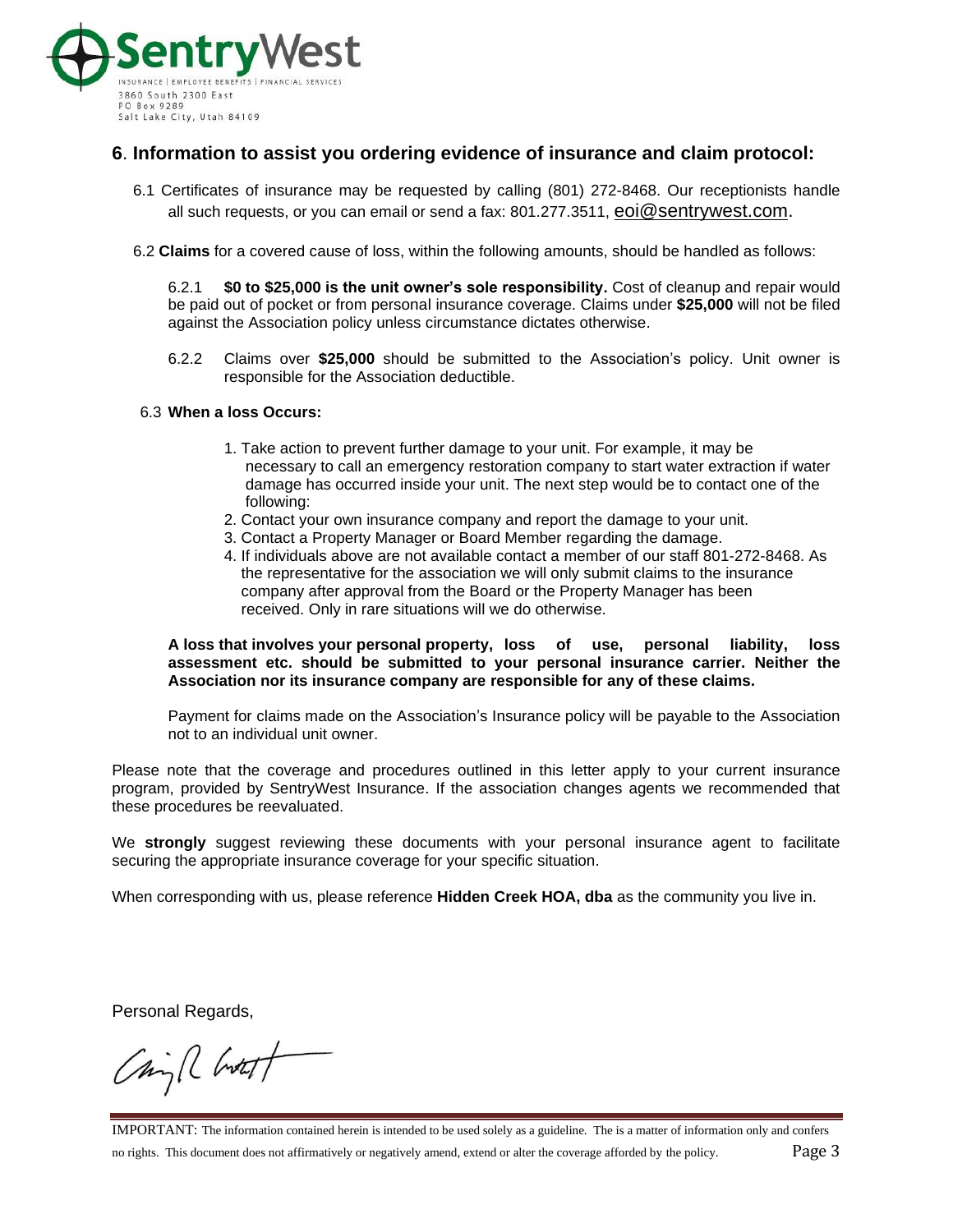SentryWest
INSURANCE | EMPLOYEE BENEFITS | FINANCIAL SERVICES
3860 South 2300 East
PO Box 9289
Salt Lake City, Utah 84109

## 6. Information to assist you ordering evidence of insurance and claim protocol:

6.1 Certificates of insurance may be requested by calling (801) 272-8468. Our receptionists handle all such requests, or you can email or send a fax: 801.277.3511, eoi@sentrywest.com.

6.2 **Claims** for a covered cause of loss, within the following amounts, should be handled as follows:

6.2.1 **$0 to $25,000 is the unit owner's sole responsibility.** Cost of cleanup and repair would be paid out of pocket or from personal insurance coverage. Claims under **$25,000** will not be filed against the Association policy unless circumstance dictates otherwise.

6.2.2 Claims over **$25,000** should be submitted to the Association's policy. Unit owner is responsible for the Association deductible.

6.3 **When a loss Occurs:**

1. Take action to prevent further damage to your unit. For example, it may be necessary to call an emergency restoration company to start water extraction if water damage has occurred inside your unit. The next step would be to contact one of the following:
2. Contact your own insurance company and report the damage to your unit.
3. Contact a Property Manager or Board Member regarding the damage.
4. If individuals above are not available contact a member of our staff 801-272-8468. As the representative for the association we will only submit claims to the insurance company after approval from the Board or the Property Manager has been received. Only in rare situations will we do otherwise.

**A loss that involves your personal property, loss of use, personal liability, loss assessment etc. should be submitted to your personal insurance carrier. Neither the Association nor its insurance company are responsible for any of these claims.**

Payment for claims made on the Association's Insurance policy will be payable to the Association not to an individual unit owner.

Please note that the coverage and procedures outlined in this letter apply to your current insurance program, provided by SentryWest Insurance. If the association changes agents we recommended that these procedures be reevaluated.

We **strongly** suggest reviewing these documents with your personal insurance agent to facilitate securing the appropriate insurance coverage for your specific situation.

When corresponding with us, please reference **Hidden Creek HOA, dba** as the community you live in.

Personal Regards,

IMPORTANT: The information contained herein is intended to be used solely as a guideline. The is a matter of information only and confers no rights. This document does not affirmatively or negatively amend, extend or alter the coverage afforded by the policy.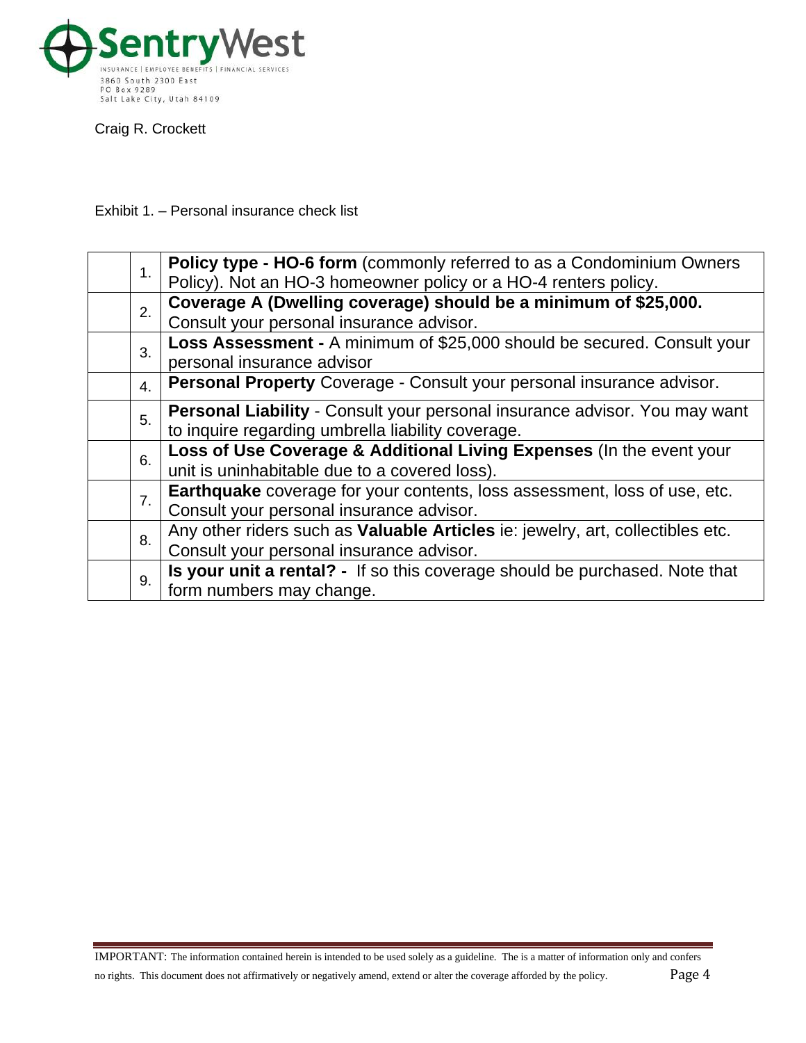SentryWest

INSURANCE | EMPLOYEE BENEFITS | FINANCIAL SERVICES
3860 South 2300 East
PO Box 9289
Salt Lake City, Utah 84109

Craig R. Crockett

Exhibit 1. – Personal insurance check list

| | | |
|---|---|---|
| | 1. | **Policy type - HO-6 form** (commonly referred to as a Condominium Owners Policy). Not an HO-3 homeowner policy or a HO-4 renters policy. |
| | 2. | **Coverage A (Dwelling coverage) should be a minimum of $25,000.** Consult your personal insurance advisor. |
| | 3. | **Loss Assessment -** A minimum of $25,000 should be secured. Consult your personal insurance advisor |
| | 4. | **Personal Property** Coverage - Consult your personal insurance advisor. |
| | 5. | **Personal Liability** - Consult your personal insurance advisor. You may want to inquire regarding umbrella liability coverage. |
| | 6. | **Loss of Use Coverage & Additional Living Expenses** (In the event your unit is uninhabitable due to a covered loss). |
| | 7. | **Earthquake** coverage for your contents, loss assessment, loss of use, etc. Consult your personal insurance advisor. |
| | 8. | Any other riders such as **Valuable Articles** ie: jewelry, art, collectibles etc. Consult your personal insurance advisor. |
| | 9. | **Is your unit a rental? -** If so this coverage should be purchased. Note that form numbers may change. |

IMPORTANT: The information contained herein is intended to be used solely as a guideline. The is a matter of information only and confers no rights. This document does not affirmatively or negatively amend, extend or alter the coverage afforded by the policy.